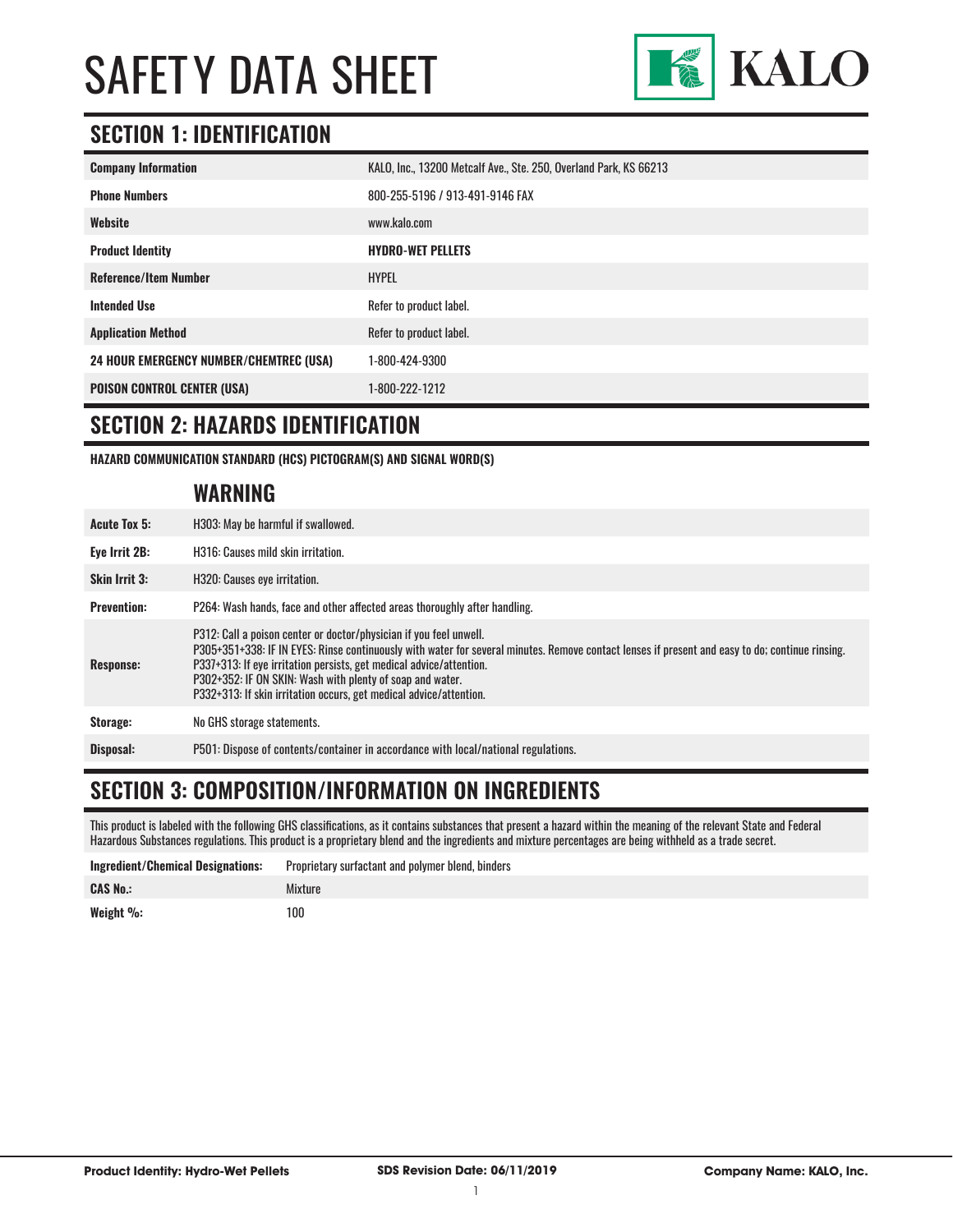# SAFETY DATA SHEET

KALO

## SECTION 1: IDENTIFICATION

| | |
|---|---|
| **Company Information** | KALO, Inc., 13200 Metcalf Ave., Ste. 250, Overland Park, KS 66213 |
| **Phone Numbers** | 800-255-5196 / 913-491-9146 FAX |
| **Website** | www.kalo.com |
| **Product Identity** | **HYDRO-WET PELLETS** |
| **Reference/Item Number** | HYPEL |
| **Intended Use** | Refer to product label. |
| **Application Method** | Refer to product label. |
| **24 HOUR EMERGENCY NUMBER/CHEMTREC (USA)** | 1-800-424-9300 |
| **POISON CONTROL CENTER (USA)** | 1-800-222-1212 |

## SECTION 2: HAZARDS IDENTIFICATION

**HAZARD COMMUNICATION STANDARD (HCS) PICTOGRAM(S) AND SIGNAL WORD(S)**

### WARNING

| | |
|---|---|
| **Acute Tox 5:** | H303: May be harmful if swallowed. |
| **Eye Irrit 2B:** | H316: Causes mild skin irritation. |
| **Skin Irrit 3:** | H320: Causes eye irritation. |
| **Prevention:** | P264: Wash hands, face and other affected areas thoroughly after handling. |
| **Response:** | P312: Call a poison center or doctor/physician if you feel unwell.<br>P305+351+338: IF IN EYES: Rinse continuously with water for several minutes. Remove contact lenses if present and easy to do; continue rinsing.<br>P337+313: If eye irritation persists, get medical advice/attention.<br>P302+352: IF ON SKIN: Wash with plenty of soap and water.<br>P332+313: If skin irritation occurs, get medical advice/attention. |
| **Storage:** | No GHS storage statements. |
| **Disposal:** | P501: Dispose of contents/container in accordance with local/national regulations. |

## SECTION 3: COMPOSITION/INFORMATION ON INGREDIENTS

This product is labeled with the following GHS classifications, as it contains substances that present a hazard within the meaning of the relevant State and Federal Hazardous Substances regulations. This product is a proprietary blend and the ingredients and mixture percentages are being withheld as a trade secret.

| | |
|---|---|
| **Ingredient/Chemical Designations:** | Proprietary surfactant and polymer blend, binders |
| **CAS No.:** | Mixture |
| **Weight %:** | 100 |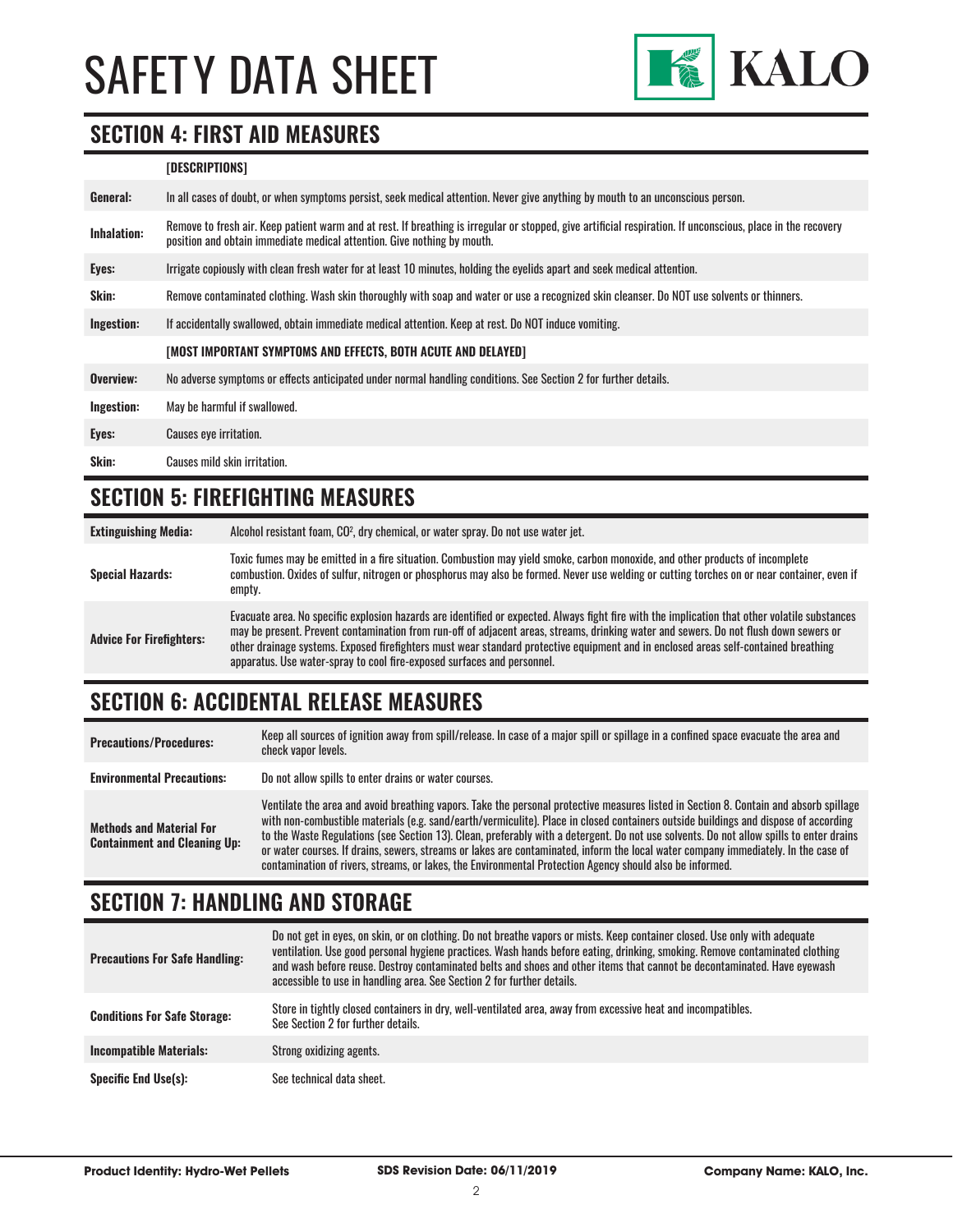## SECTION 4: FIRST AID MEASURES

| | [DESCRIPTIONS] |
|---|---|
| **General:** | In all cases of doubt, or when symptoms persist, seek medical attention. Never give anything by mouth to an unconscious person. |
| **Inhalation:** | Remove to fresh air. Keep patient warm and at rest. If breathing is irregular or stopped, give artificial respiration. If unconscious, place in the recovery position and obtain immediate medical attention. Give nothing by mouth. |
| **Eyes:** | Irrigate copiously with clean fresh water for at least 10 minutes, holding the eyelids apart and seek medical attention. |
| **Skin:** | Remove contaminated clothing. Wash skin thoroughly with soap and water or use a recognized skin cleanser. Do NOT use solvents or thinners. |
| **Ingestion:** | If accidentally swallowed, obtain immediate medical attention. Keep at rest. Do NOT induce vomiting. |
| | **[MOST IMPORTANT SYMPTOMS AND EFFECTS, BOTH ACUTE AND DELAYED]** |
| **Overview:** | No adverse symptoms or effects anticipated under normal handling conditions. See Section 2 for further details. |
| **Ingestion:** | May be harmful if swallowed. |
| **Eyes:** | Causes eye irritation. |
| **Skin:** | Causes mild skin irritation. |

## SECTION 5: FIREFIGHTING MEASURES

| | |
|---|---|
| **Extinguishing Media:** | Alcohol resistant foam, $CO^2$, dry chemical, or water spray. Do not use water jet. |
| **Special Hazards:** | Toxic fumes may be emitted in a fire situation. Combustion may yield smoke, carbon monoxide, and other products of incomplete combustion. Oxides of sulfur, nitrogen or phosphorus may also be formed. Never use welding or cutting torches on or near container, even if empty. |
| **Advice For Firefighters:** | Evacuate area. No specific explosion hazards are identified or expected. Always fight fire with the implication that other volatile substances may be present. Prevent contamination from run-off of adjacent areas, streams, drinking water and sewers. Do not flush down sewers or other drainage systems. Exposed firefighters must wear standard protective equipment and in enclosed areas self-contained breathing apparatus. Use water-spray to cool fire-exposed surfaces and personnel. |

## SECTION 6: ACCIDENTAL RELEASE MEASURES

| | |
|---|---|
| **Precautions/Procedures:** | Keep all sources of ignition away from spill/release. In case of a major spill or spillage in a confined space evacuate the area and check vapor levels. |
| **Environmental Precautions:** | Do not allow spills to enter drains or water courses. |
| **Methods and Material For Containment and Cleaning Up:** | Ventilate the area and avoid breathing vapors. Take the personal protective measures listed in Section 8. Contain and absorb spillage with non-combustible materials (e.g. sand/earth/vermiculite). Place in closed containers outside buildings and dispose of according to the Waste Regulations (see Section 13). Clean, preferably with a detergent. Do not use solvents. Do not allow spills to enter drains or water courses. If drains, sewers, streams or lakes are contaminated, inform the local water company immediately. In the case of contamination of rivers, streams, or lakes, the Environmental Protection Agency should also be informed. |

## SECTION 7: HANDLING AND STORAGE

| | |
|---|---|
| **Precautions For Safe Handling:** | Do not get in eyes, on skin, or on clothing. Do not breathe vapors or mists. Keep container closed. Use only with adequate ventilation. Use good personal hygiene practices. Wash hands before eating, drinking, smoking. Remove contaminated clothing and wash before reuse. Destroy contaminated belts and shoes and other items that cannot be decontaminated. Have eyewash accessible to use in handling area. See Section 2 for further details. |
| **Conditions For Safe Storage:** | Store in tightly closed containers in dry, well-ventilated area, away from excessive heat and incompatibles. See Section 2 for further details. |
| **Incompatible Materials:** | Strong oxidizing agents. |
| **Specific End Use(s):** | See technical data sheet. |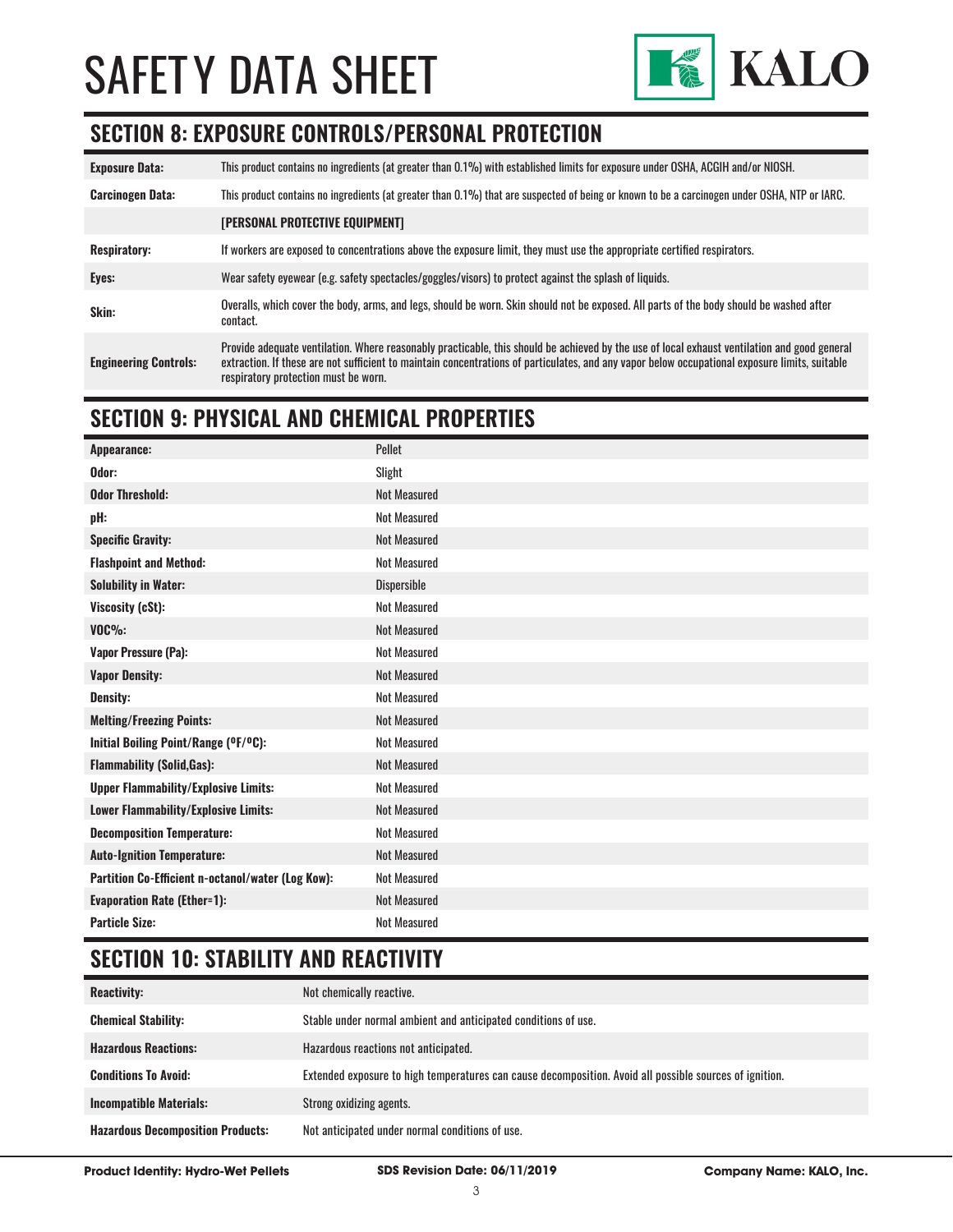# SAFETY DATA SHEET

KALO

## SECTION 8: EXPOSURE CONTROLS/PERSONAL PROTECTION

| | |
|---|---|
| **Exposure Data:** | This product contains no ingredients (at greater than 0.1%) with established limits for exposure under OSHA, ACGIH and/or NIOSH. |
| **Carcinogen Data:** | This product contains no ingredients (at greater than 0.1%) that are suspected of being or known to be a carcinogen under OSHA, NTP or IARC. |
| | **[PERSONAL PROTECTIVE EQUIPMENT]** |
| **Respiratory:** | If workers are exposed to concentrations above the exposure limit, they must use the appropriate certified respirators. |
| **Eyes:** | Wear safety eyewear (e.g. safety spectacles/goggles/visors) to protect against the splash of liquids. |
| **Skin:** | Overalls, which cover the body, arms, and legs, should be worn. Skin should not be exposed. All parts of the body should be washed after contact. |
| **Engineering Controls:** | Provide adequate ventilation. Where reasonably practicable, this should be achieved by the use of local exhaust ventilation and good general extraction. If these are not sufficient to maintain concentrations of particulates, and any vapor below occupational exposure limits, suitable respiratory protection must be worn. |

## SECTION 9: PHYSICAL AND CHEMICAL PROPERTIES

| | |
|---|---|
| **Appearance:** | Pellet |
| **Odor:** | Slight |
| **Odor Threshold:** | Not Measured |
| **pH:** | Not Measured |
| **Specific Gravity:** | Not Measured |
| **Flashpoint and Method:** | Not Measured |
| **Solubility in Water:** | Dispersible |
| **Viscosity (cSt):** | Not Measured |
| **VOC%:** | Not Measured |
| **Vapor Pressure (Pa):** | Not Measured |
| **Vapor Density:** | Not Measured |
| **Density:** | Not Measured |
| **Melting/Freezing Points:** | Not Measured |
| **Initial Boiling Point/Range (ºF/ºC):** | Not Measured |
| **Flammability (Solid,Gas):** | Not Measured |
| **Upper Flammability/Explosive Limits:** | Not Measured |
| **Lower Flammability/Explosive Limits:** | Not Measured |
| **Decomposition Temperature:** | Not Measured |
| **Auto-Ignition Temperature:** | Not Measured |
| **Partition Co-Efficient n-octanol/water (Log Kow):** | Not Measured |
| **Evaporation Rate (Ether=1):** | Not Measured |
| **Particle Size:** | Not Measured |

## SECTION 10: STABILITY AND REACTIVITY

| | |
|---|---|
| **Reactivity:** | Not chemically reactive. |
| **Chemical Stability:** | Stable under normal ambient and anticipated conditions of use. |
| **Hazardous Reactions:** | Hazardous reactions not anticipated. |
| **Conditions To Avoid:** | Extended exposure to high temperatures can cause decomposition. Avoid all possible sources of ignition. |
| **Incompatible Materials:** | Strong oxidizing agents. |
| **Hazardous Decomposition Products:** | Not anticipated under normal conditions of use. |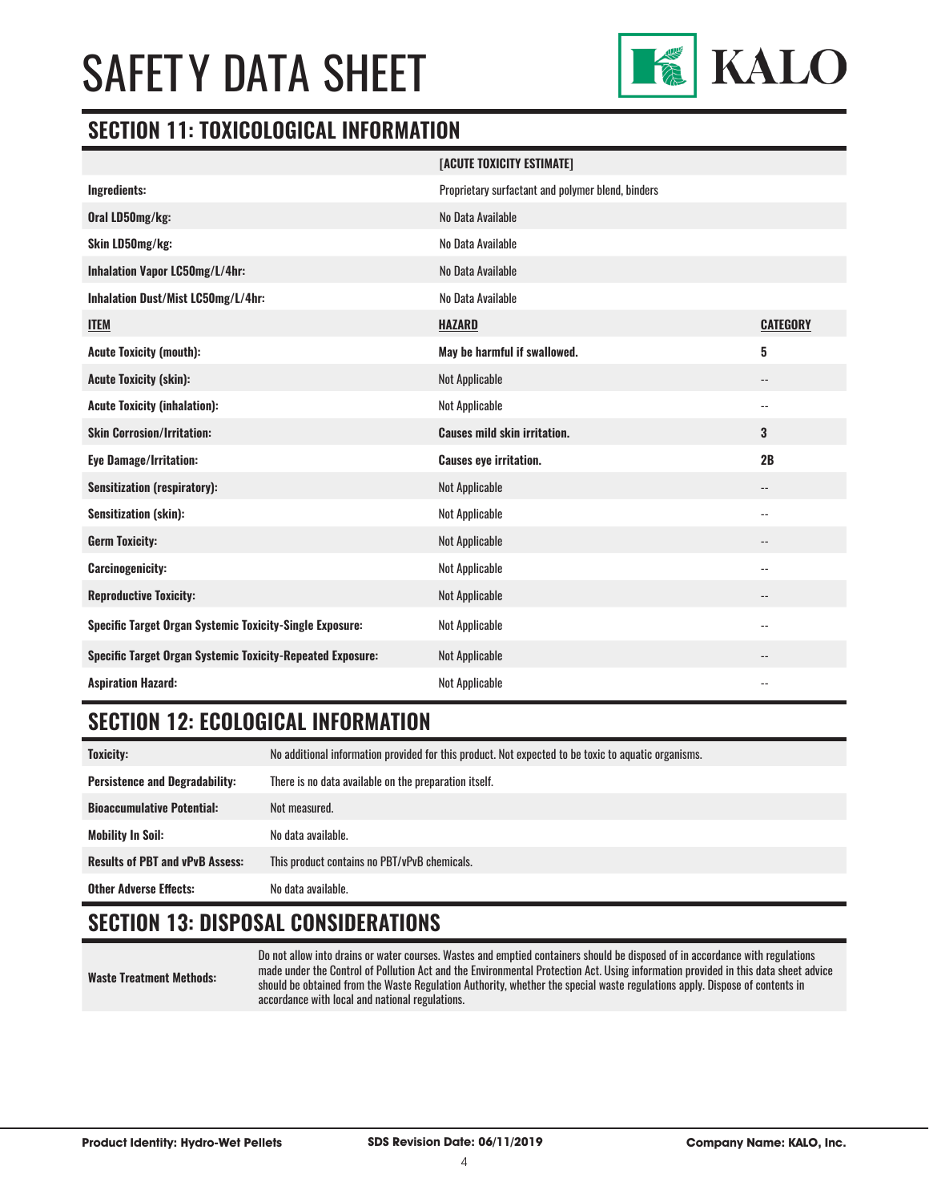# SAFETY DATA SHEET

## SECTION 11: TOXICOLOGICAL INFORMATION

| | [ACUTE TOXICITY ESTIMATE] | |
|---|---|---|
| **Ingredients:** | Proprietary surfactant and polymer blend, binders | |
| **Oral LD50mg/kg:** | No Data Available | |
| **Skin LD50mg/kg:** | No Data Available | |
| **Inhalation Vapor LC50mg/L/4hr:** | No Data Available | |
| **Inhalation Dust/Mist LC50mg/L/4hr:** | No Data Available | |
| **ITEM** | **HAZARD** | **CATEGORY** |
| **Acute Toxicity (mouth):** | **May be harmful if swallowed.** | **5** |
| **Acute Toxicity (skin):** | Not Applicable | -- |
| **Acute Toxicity (inhalation):** | Not Applicable | -- |
| **Skin Corrosion/Irritation:** | **Causes mild skin irritation.** | **3** |
| **Eye Damage/Irritation:** | **Causes eye irritation.** | **2B** |
| **Sensitization (respiratory):** | Not Applicable | -- |
| **Sensitization (skin):** | Not Applicable | -- |
| **Germ Toxicity:** | Not Applicable | -- |
| **Carcinogenicity:** | Not Applicable | -- |
| **Reproductive Toxicity:** | Not Applicable | -- |
| **Specific Target Organ Systemic Toxicity-Single Exposure:** | Not Applicable | -- |
| **Specific Target Organ Systemic Toxicity-Repeated Exposure:** | Not Applicable | -- |
| **Aspiration Hazard:** | Not Applicable | -- |

## SECTION 12: ECOLOGICAL INFORMATION

| | |
|---|---|
| **Toxicity:** | No additional information provided for this product. Not expected to be toxic to aquatic organisms. |
| **Persistence and Degradability:** | There is no data available on the preparation itself. |
| **Bioaccumulative Potential:** | Not measured. |
| **Mobility In Soil:** | No data available. |
| **Results of PBT and vPvB Assess:** | This product contains no PBT/vPvB chemicals. |
| **Other Adverse Effects:** | No data available. |

## SECTION 13: DISPOSAL CONSIDERATIONS

| | |
|---|---|
| **Waste Treatment Methods:** | Do not allow into drains or water courses. Wastes and emptied containers should be disposed of in accordance with regulations made under the Control of Pollution Act and the Environmental Protection Act. Using information provided in this data sheet advice should be obtained from the Waste Regulation Authority, whether the special waste regulations apply. Dispose of contents in accordance with local and national regulations. |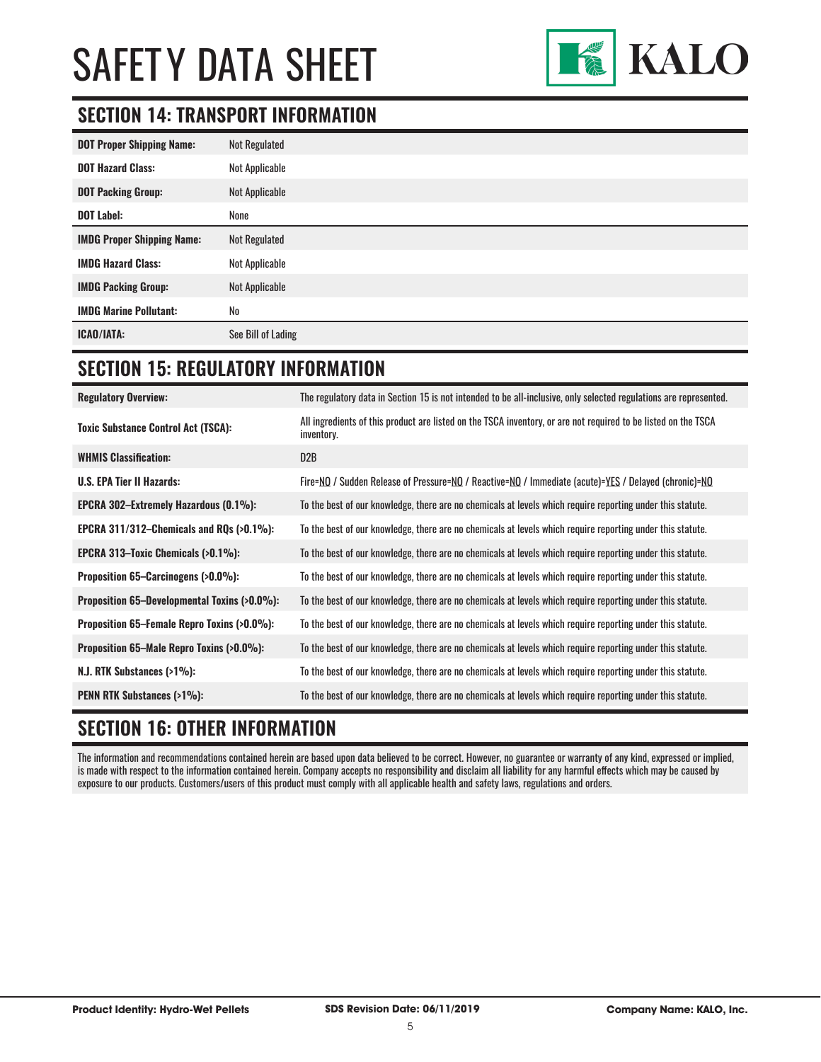## SECTION 14: TRANSPORT INFORMATION

| | |
|---|---|
| **DOT Proper Shipping Name:** | Not Regulated |
| **DOT Hazard Class:** | Not Applicable |
| **DOT Packing Group:** | Not Applicable |
| **DOT Label:** | None |
| **IMDG Proper Shipping Name:** | Not Regulated |
| **IMDG Hazard Class:** | Not Applicable |
| **IMDG Packing Group:** | Not Applicable |
| **IMDG Marine Pollutant:** | No |
| **ICAO/IATA:** | See Bill of Lading |

## SECTION 15: REGULATORY INFORMATION

| | |
|---|---|
| **Regulatory Overview:** | The regulatory data in Section 15 is not intended to be all-inclusive, only selected regulations are represented. |
| **Toxic Substance Control Act (TSCA):** | All ingredients of this product are listed on the TSCA inventory, or are not required to be listed on the TSCA inventory. |
| **WHMIS Classification:** | D2B |
| **U.S. EPA Tier II Hazards:** | Fire=NO / Sudden Release of Pressure=NO / Reactive=NO / Immediate (acute)=YES / Delayed (chronic)=NO |
| **EPCRA 302–Extremely Hazardous (0.1%):** | To the best of our knowledge, there are no chemicals at levels which require reporting under this statute. |
| **EPCRA 311/312–Chemicals and RQs (>0.1%):** | To the best of our knowledge, there are no chemicals at levels which require reporting under this statute. |
| **EPCRA 313–Toxic Chemicals (>0.1%):** | To the best of our knowledge, there are no chemicals at levels which require reporting under this statute. |
| **Proposition 65–Carcinogens (>0.0%):** | To the best of our knowledge, there are no chemicals at levels which require reporting under this statute. |
| **Proposition 65–Developmental Toxins (>0.0%):** | To the best of our knowledge, there are no chemicals at levels which require reporting under this statute. |
| **Proposition 65–Female Repro Toxins (>0.0%):** | To the best of our knowledge, there are no chemicals at levels which require reporting under this statute. |
| **Proposition 65–Male Repro Toxins (>0.0%):** | To the best of our knowledge, there are no chemicals at levels which require reporting under this statute. |
| **N.J. RTK Substances (>1%):** | To the best of our knowledge, there are no chemicals at levels which require reporting under this statute. |
| **PENN RTK Substances (>1%):** | To the best of our knowledge, there are no chemicals at levels which require reporting under this statute. |

## SECTION 16: OTHER INFORMATION

The information and recommendations contained herein are based upon data believed to be correct. However, no guarantee or warranty of any kind, expressed or implied, is made with respect to the information contained herein. Company accepts no responsibility and disclaim all liability for any harmful effects which may be caused by exposure to our products. Customers/users of this product must comply with all applicable health and safety laws, regulations and orders.